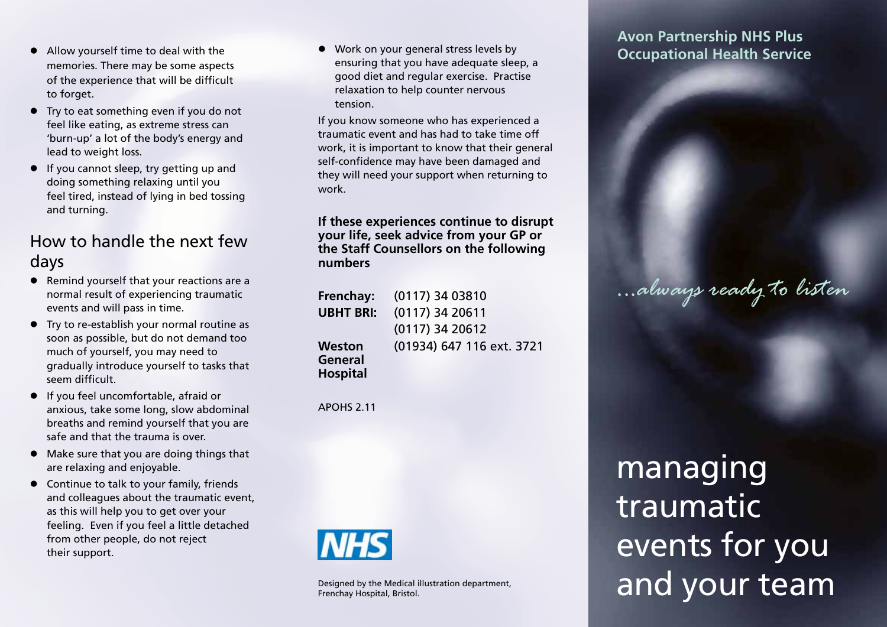- Allow yourself time to deal with the memories. There may be some aspects of the experience that will be difficult to forget.
- Try to eat something even if you do not feel like eating, as extreme stress can 'burn-up' a lot of the body's energy and lead to weight loss.
- If you cannot sleep, try getting up and doing something relaxing until you feel tired, instead of lying in bed tossing and turning.

## How to handle the next few days

- Remind yourself that your reactions are a normal result of experiencing traumatic events and will pass in time.
- Try to re-establish your normal routine as soon as possible, but do not demand too much of yourself, you may need to gradually introduce yourself to tasks that seem difficult.
- If you feel uncomfortable, afraid or anxious, take some long, slow abdominal breaths and remind yourself that you are safe and that the trauma is over.
- Make sure that you are doing things that are relaxing and enjoyable.
- Continue to talk to your family, friends and colleagues about the traumatic event, as this will help you to get over your feeling. Even if you feel a little detached from other people, do not reject their support.
- Work on your general stress levels by ensuring that you have adequate sleep, a good diet and regular exercise. Practise relaxation to help counter nervous tension.

If you know someone who has experienced a traumatic event and has had to take time off work, it is important to know that their general self-confidence may have been damaged and they will need your support when returning to work.

**If these experiences continue to disrupt your life, seek advice from your GP or the Staff Counsellors on the following numbers**

| | |
|---|---|
| **Frenchay:** | (0117) 34 03810 |
| **UBHT BRI:** | (0117) 34 20611 |
| | (0117) 34 20612 |
| **Weston General Hospital** | (01934) 647 116 ext. 3721 |

APOHS 2.11

NHS

Designed by the Medical illustration department, Frenchay Hospital, Bristol.

**Avon Partnership NHS Plus Occupational Health Service**

*...always ready to listen*

# managing traumatic events for you and your team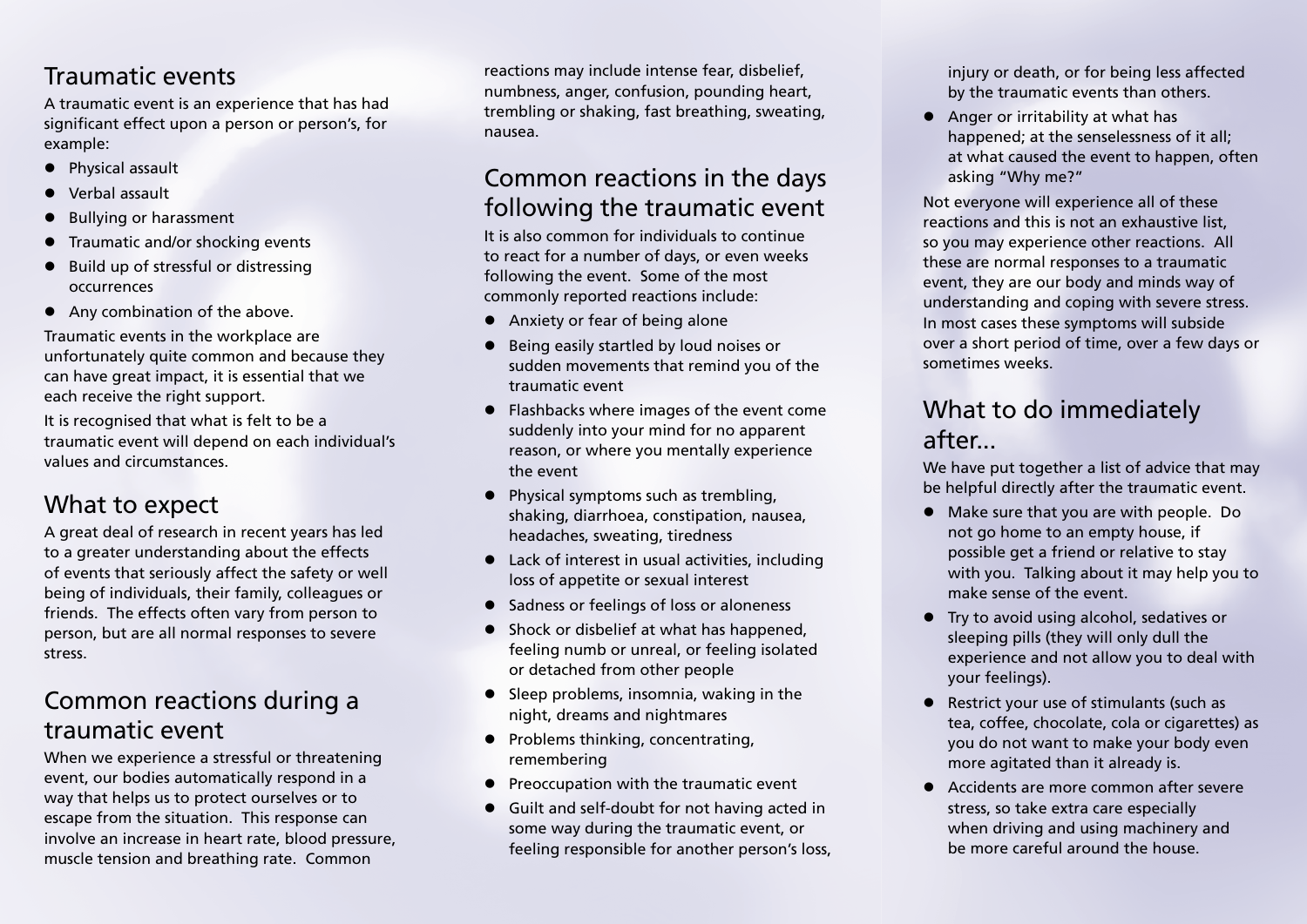## Traumatic events

A traumatic event is an experience that has had significant effect upon a person or person's, for example:

- Physical assault
- Verbal assault
- Bullying or harassment
- Traumatic and/or shocking events
- Build up of stressful or distressing occurrences
- Any combination of the above.

Traumatic events in the workplace are unfortunately quite common and because they can have great impact, it is essential that we each receive the right support.

It is recognised that what is felt to be a traumatic event will depend on each individual's values and circumstances.

## What to expect

A great deal of research in recent years has led to a greater understanding about the effects of events that seriously affect the safety or well being of individuals, their family, colleagues or friends. The effects often vary from person to person, but are all normal responses to severe stress.

## Common reactions during a traumatic event

When we experience a stressful or threatening event, our bodies automatically respond in a way that helps us to protect ourselves or to escape from the situation. This response can involve an increase in heart rate, blood pressure, muscle tension and breathing rate. Common reactions may include intense fear, disbelief, numbness, anger, confusion, pounding heart, trembling or shaking, fast breathing, sweating, nausea.

## Common reactions in the days following the traumatic event

It is also common for individuals to continue to react for a number of days, or even weeks following the event. Some of the most commonly reported reactions include:

- Anxiety or fear of being alone
- Being easily startled by loud noises or sudden movements that remind you of the traumatic event
- Flashbacks where images of the event come suddenly into your mind for no apparent reason, or where you mentally experience the event
- Physical symptoms such as trembling, shaking, diarrhoea, constipation, nausea, headaches, sweating, tiredness
- Lack of interest in usual activities, including loss of appetite or sexual interest
- Sadness or feelings of loss or aloneness
- Shock or disbelief at what has happened, feeling numb or unreal, or feeling isolated or detached from other people
- Sleep problems, insomnia, waking in the night, dreams and nightmares
- Problems thinking, concentrating, remembering
- Preoccupation with the traumatic event
- Guilt and self-doubt for not having acted in some way during the traumatic event, or feeling responsible for another person's loss, injury or death, or for being less affected by the traumatic events than others.
- Anger or irritability at what has happened; at the senselessness of it all; at what caused the event to happen, often asking "Why me?"

Not everyone will experience all of these reactions and this is not an exhaustive list, so you may experience other reactions. All these are normal responses to a traumatic event, they are our body and minds way of understanding and coping with severe stress. In most cases these symptoms will subside over a short period of time, over a few days or sometimes weeks.

## What to do immediately after...

We have put together a list of advice that may be helpful directly after the traumatic event.

- Make sure that you are with people. Do not go home to an empty house, if possible get a friend or relative to stay with you. Talking about it may help you to make sense of the event.
- Try to avoid using alcohol, sedatives or sleeping pills (they will only dull the experience and not allow you to deal with your feelings).
- Restrict your use of stimulants (such as tea, coffee, chocolate, cola or cigarettes) as you do not want to make your body even more agitated than it already is.
- Accidents are more common after severe stress, so take extra care especially when driving and using machinery and be more careful around the house.